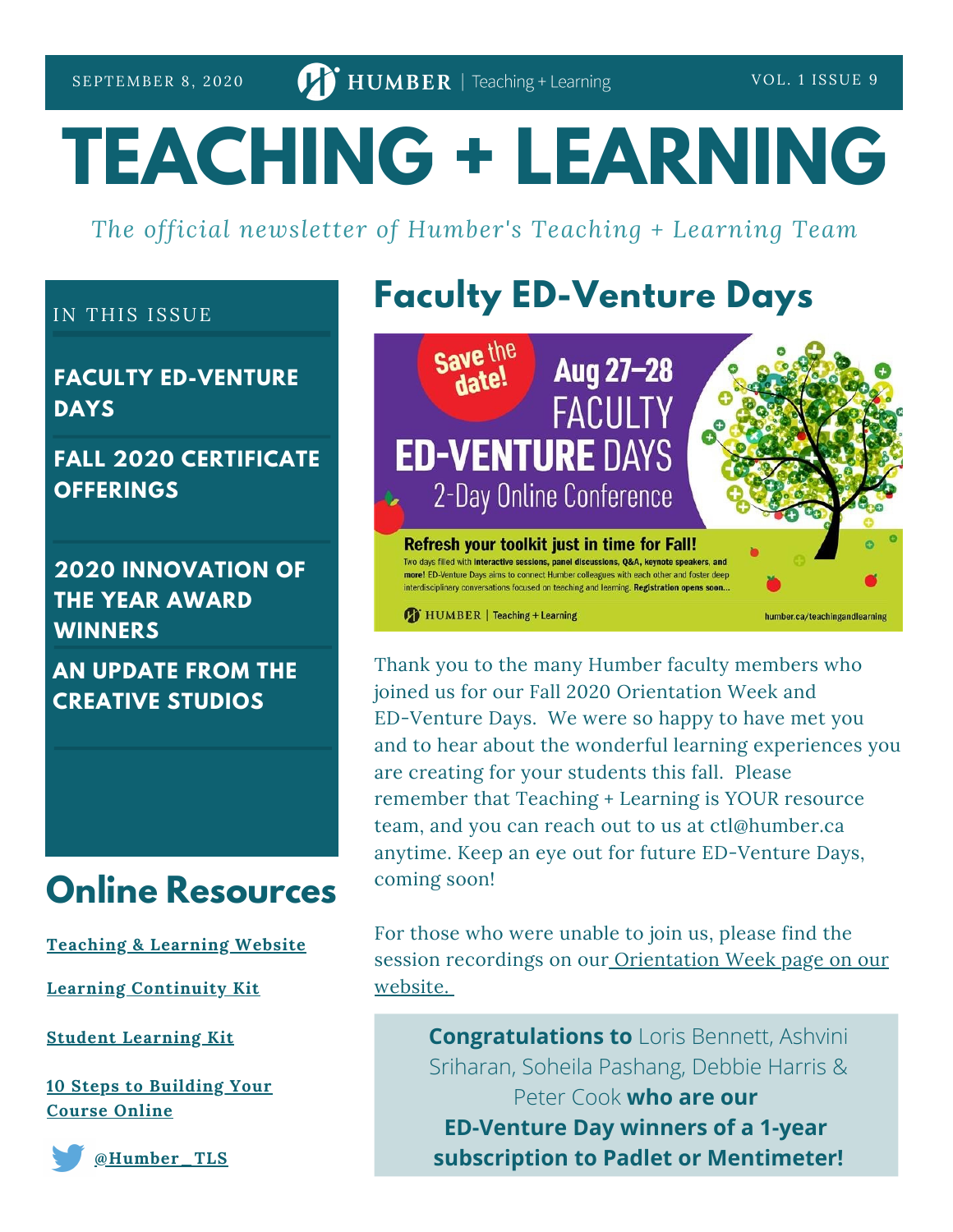SEPTEMBER 8, 2020 — HUMBER | Teaching + Learning — VOL. 1 ISSUE 9

# TEACHING + LEARNING

*The official newsletter of Humber's Teaching + Learning Team*

IN THIS ISSUE

- **FACULTY ED-VENTURE DAYS**
- **FALL 2020 CERTIFICATE OFFERINGS**
- **2020 INNOVATION OF THE YEAR AWARD WINNERS**
- **AN UPDATE FROM THE CREATIVE STUDIOS**

## Online Resources

- Teaching & Learning Website
- Learning Continuity Kit
- Student Learning Kit
- 10 Steps to Building Your Course Online
- @Humber_TLS

## Faculty ED-Venture Days

Save the date! Aug 27–28 FACULTY ED-VENTURE DAYS 2-Day Online Conference

**Refresh your toolkit just in time for Fall!**

Two days filled with **interactive sessions, panel discussions, Q&A, keynote speakers, and more!** ED-Venture Days aims to connect Humber colleagues with each other and foster deep interdisciplinary conversations focused on teaching and learning. **Registration opens soon...**

HUMBER | Teaching + Learning — humber.ca/teachingandlearning

Thank you to the many Humber faculty members who joined us for our Fall 2020 Orientation Week and ED-Venture Days. We were so happy to have met you and to hear about the wonderful learning experiences you are creating for your students this fall. Please remember that Teaching + Learning is YOUR resource team, and you can reach out to us at ctl@humber.ca anytime. Keep an eye out for future ED-Venture Days, coming soon!

For those who were unable to join us, please find the session recordings on our Orientation Week page on our website.

**Congratulations to** Loris Bennett, Ashvini Sriharan, Soheila Pashang, Debbie Harris & Peter Cook **who are our ED-Venture Day winners of a 1-year subscription to Padlet or Mentimeter!**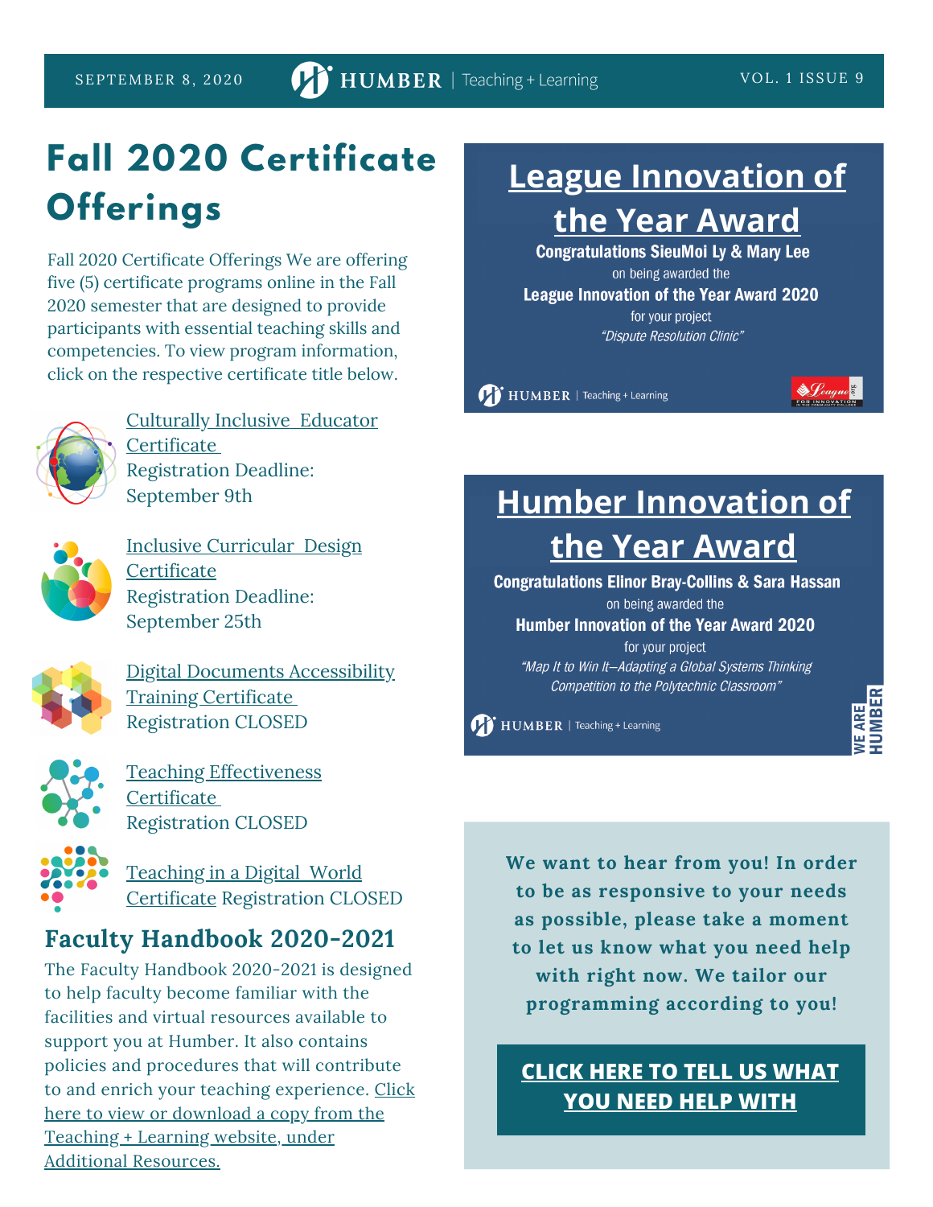# Fall 2020 Certificate Offerings

Fall 2020 Certificate Offerings We are offering five (5) certificate programs online in the Fall 2020 semester that are designed to provide participants with essential teaching skills and competencies. To view program information, click on the respective certificate title below.

Culturally Inclusive Educator Certificate
Registration Deadline: September 9th

Inclusive Curricular Design Certificate
Registration Deadline: September 25th

Digital Documents Accessibility Training Certificate
Registration CLOSED

Teaching Effectiveness Certificate
Registration CLOSED

Teaching in a Digital World Certificate Registration CLOSED

## Faculty Handbook 2020-2021

The Faculty Handbook 2020-2021 is designed to help faculty become familiar with the facilities and virtual resources available to support you at Humber. It also contains policies and procedures that will contribute to and enrich your teaching experience. Click here to view or download a copy from the Teaching + Learning website, under Additional Resources.

## League Innovation of the Year Award

**Congratulations SieuMoi Ly & Mary Lee**
on being awarded the
**League Innovation of the Year Award 2020**
for your project
*"Dispute Resolution Clinic"*

## Humber Innovation of the Year Award

**Congratulations Elinor Bray-Collins & Sara Hassan**
on being awarded the
**Humber Innovation of the Year Award 2020**
for your project
*"Map It to Win It–Adapting a Global Systems Thinking Competition to the Polytechnic Classroom"*

**We want to hear from you! In order to be as responsive to your needs as possible, please take a moment to let us know what you need help with right now. We tailor our programming according to you!**

**CLICK HERE TO TELL US WHAT YOU NEED HELP WITH**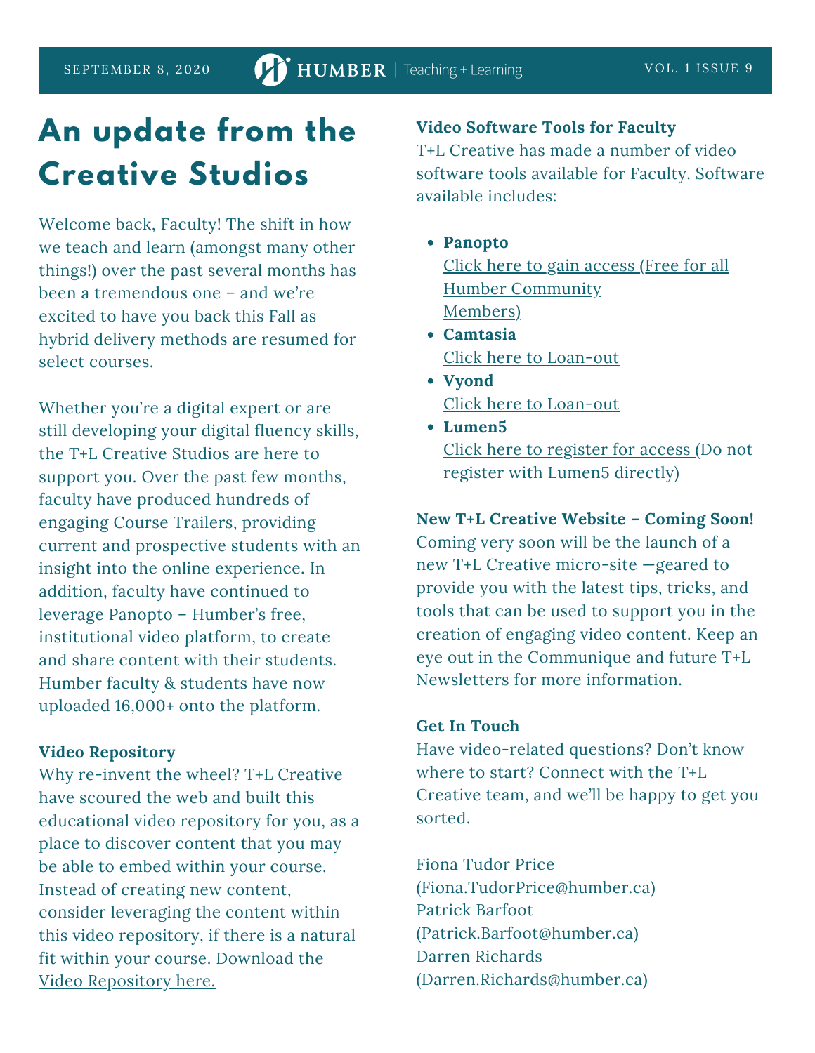# An update from the Creative Studios

Welcome back, Faculty! The shift in how we teach and learn (amongst many other things!) over the past several months has been a tremendous one – and we're excited to have you back this Fall as hybrid delivery methods are resumed for select courses.

Whether you're a digital expert or are still developing your digital fluency skills, the T+L Creative Studios are here to support you. Over the past few months, faculty have produced hundreds of engaging Course Trailers, providing current and prospective students with an insight into the online experience. In addition, faculty have continued to leverage Panopto – Humber's free, institutional video platform, to create and share content with their students. Humber faculty & students have now uploaded 16,000+ onto the platform.

**Video Repository**

Why re-invent the wheel? T+L Creative have scoured the web and built this educational video repository for you, as a place to discover content that you may be able to embed within your course. Instead of creating new content, consider leveraging the content within this video repository, if there is a natural fit within your course. Download the Video Repository here.

**Video Software Tools for Faculty**

T+L Creative has made a number of video software tools available for Faculty. Software available includes:

- **Panopto**
  Click here to gain access (Free for all Humber Community Members)
- **Camtasia**
  Click here to Loan-out
- **Vyond**
  Click here to Loan-out
- **Lumen5**
  Click here to register for access (Do not register with Lumen5 directly)

**New T+L Creative Website – Coming Soon!**

Coming very soon will be the launch of a new T+L Creative micro-site —geared to provide you with the latest tips, tricks, and tools that can be used to support you in the creation of engaging video content. Keep an eye out in the Communique and future T+L Newsletters for more information.

**Get In Touch**

Have video-related questions? Don't know where to start? Connect with the T+L Creative team, and we'll be happy to get you sorted.

Fiona Tudor Price
(Fiona.TudorPrice@humber.ca)
Patrick Barfoot
(Patrick.Barfoot@humber.ca)
Darren Richards
(Darren.Richards@humber.ca)